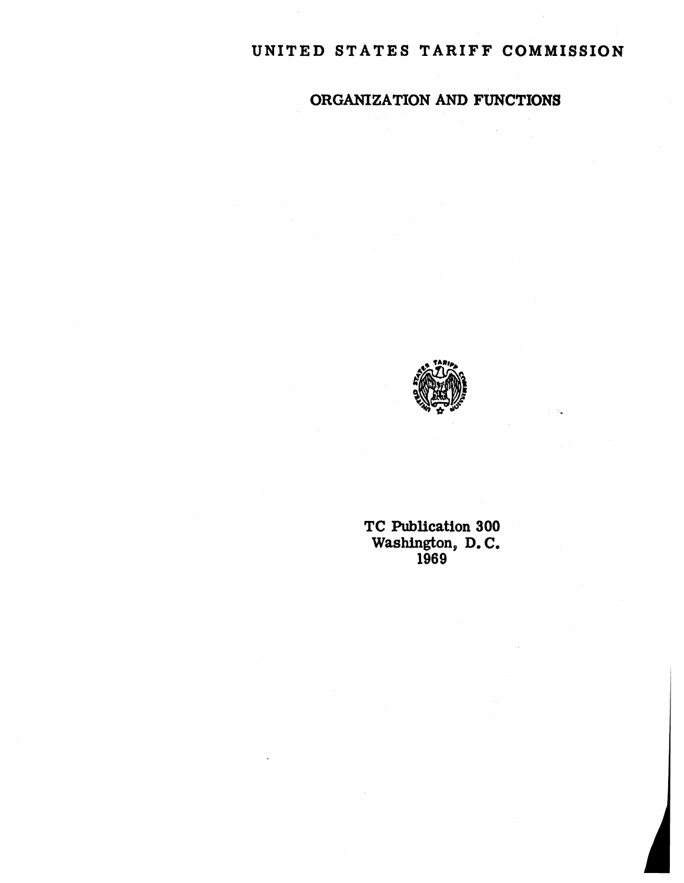# UNITED STATES TARIFF COMMISSION

## ORGANIZATION AND FUNCTIONS

TC Publication 300
Washington, D. C.
1969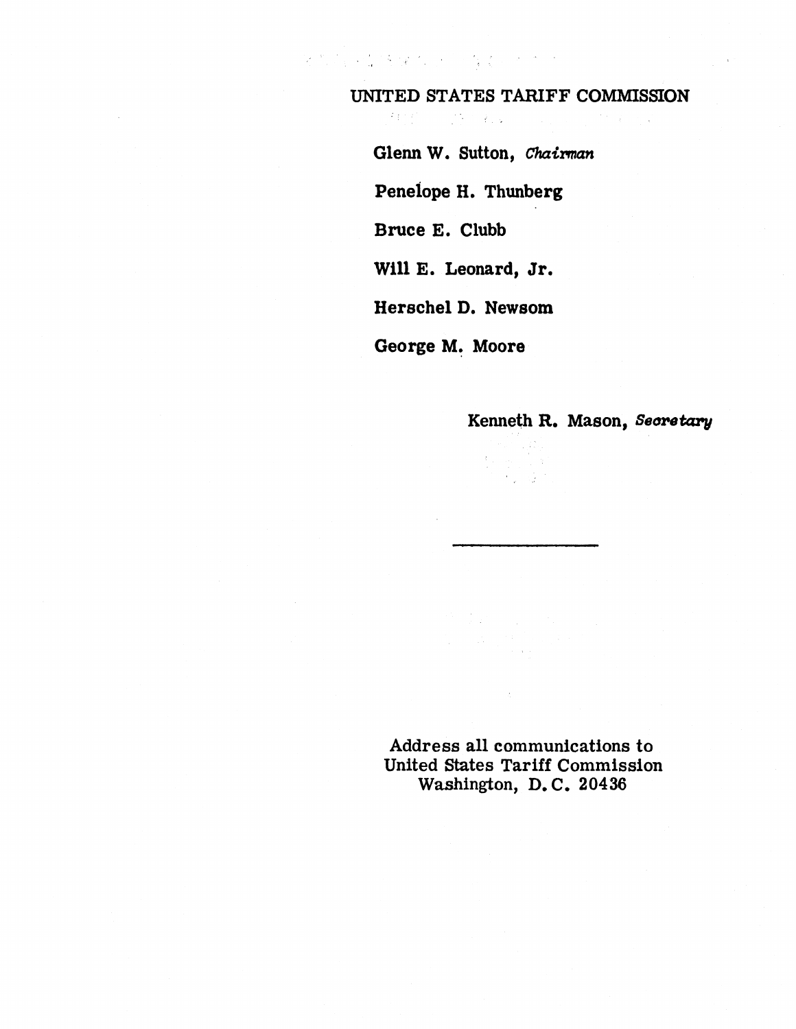UNITED STATES TARIFF COMMISSION

**Glenn W. Sutton,** ***Chairman***

**Penelope H. Thunberg**

**Bruce E. Clubb**

**Will E. Leonard, Jr.**

**Herschel D. Newsom**

**George M. Moore**

**Kenneth R. Mason,** ***Secretary***

---

Address all communications to
United States Tariff Commission
Washington, D.C. 20436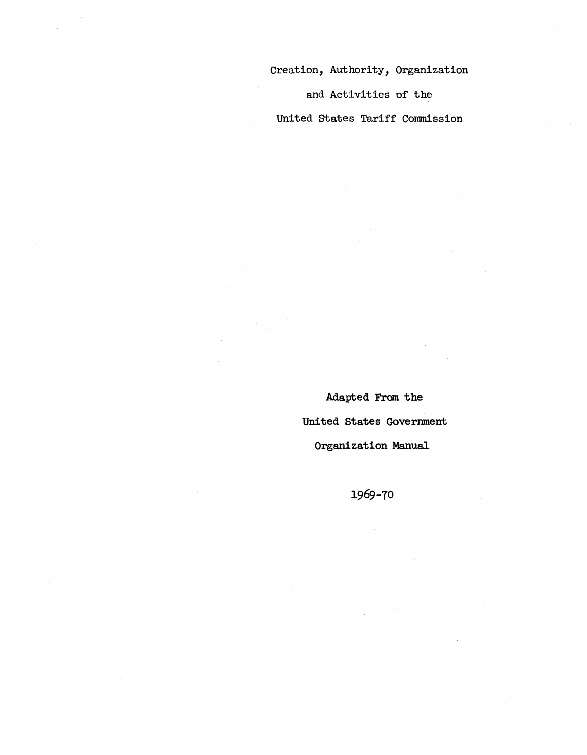# Creation, Authority, Organization and Activities of the United States Tariff Commission

Adapted From the United States Government Organization Manual

1969-70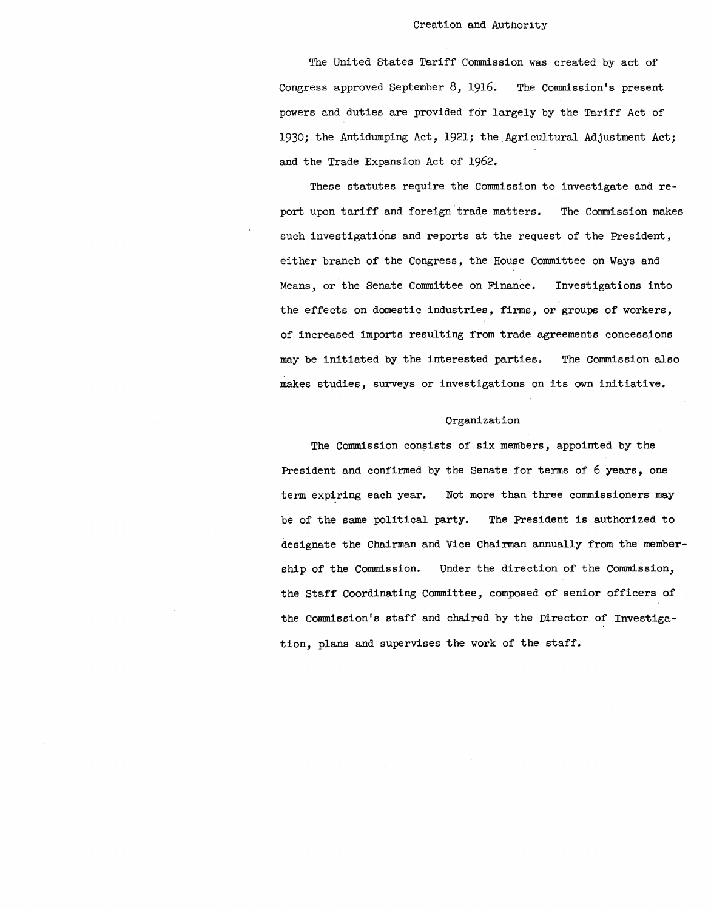## Creation and Authority

The United States Tariff Commission was created by act of Congress approved September 8, 1916. The Commission's present powers and duties are provided for largely by the Tariff Act of 1930; the Antidumping Act, 1921; the Agricultural Adjustment Act; and the Trade Expansion Act of 1962.

These statutes require the Commission to investigate and report upon tariff and foreign trade matters. The Commission makes such investigations and reports at the request of the President, either branch of the Congress, the House Committee on Ways and Means, or the Senate Committee on Finance. Investigations into the effects on domestic industries, firms, or groups of workers, of increased imports resulting from trade agreements concessions may be initiated by the interested parties. The Commission also makes studies, surveys or investigations on its own initiative.

## Organization

The Commission consists of six members, appointed by the President and confirmed by the Senate for terms of 6 years, one term expiring each year. Not more than three commissioners may be of the same political party. The President is authorized to designate the Chairman and Vice Chairman annually from the membership of the Commission. Under the direction of the Commission, the Staff Coordinating Committee, composed of senior officers of the Commission's staff and chaired by the Director of Investigation, plans and supervises the work of the staff.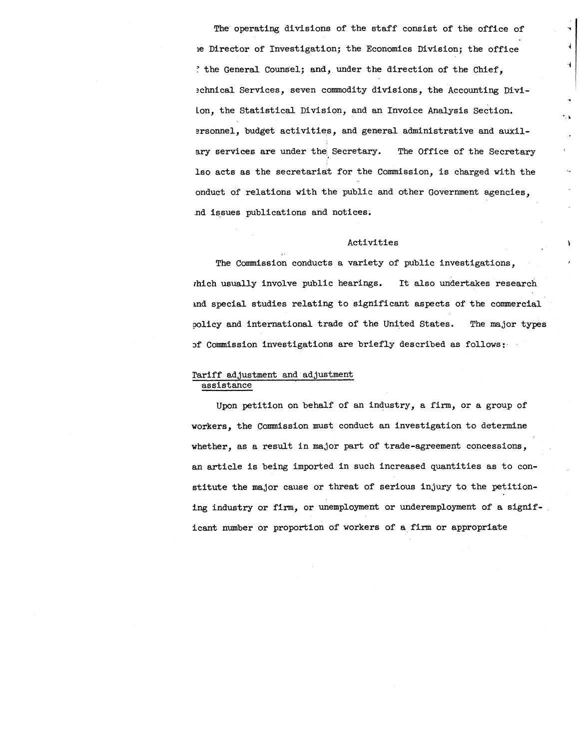The operating divisions of the staff consist of the office of the Director of Investigation; the Economics Division; the office of the General Counsel; and, under the direction of the Chief, Technical Services, seven commodity divisions, the Accounting Division, the Statistical Division, and an Invoice Analysis Section. Personnel, budget activities, and general administrative and auxiliary services are under the Secretary. The Office of the Secretary also acts as the secretariat for the Commission, is charged with the conduct of relations with the public and other Government agencies, and issues publications and notices.

## Activities

The Commission conducts a variety of public investigations, which usually involve public hearings. It also undertakes research and special studies relating to significant aspects of the commercial policy and international trade of the United States. The major types of Commission investigations are briefly described as follows:

### Tariff adjustment and adjustment assistance

Upon petition on behalf of an industry, a firm, or a group of workers, the Commission must conduct an investigation to determine whether, as a result in major part of trade-agreement concessions, an article is being imported in such increased quantities as to constitute the major cause or threat of serious injury to the petitioning industry or firm, or unemployment or underemployment of a significant number or proportion of workers of a firm or appropriate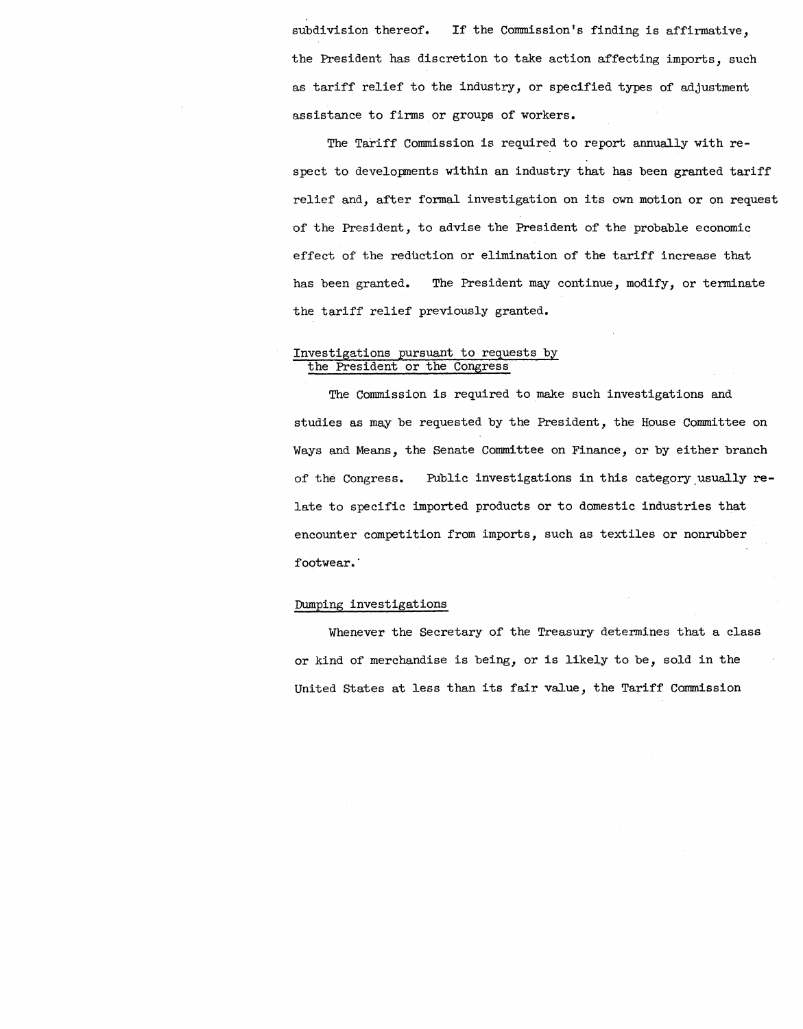subdivision thereof. If the Commission's finding is affirmative, the President has discretion to take action affecting imports, such as tariff relief to the industry, or specified types of adjustment assistance to firms or groups of workers.

The Tariff Commission is required to report annually with respect to developments within an industry that has been granted tariff relief and, after formal investigation on its own motion or on request of the President, to advise the President of the probable economic effect of the reduction or elimination of the tariff increase that has been granted. The President may continue, modify, or terminate the tariff relief previously granted.

### Investigations pursuant to requests by the President or the Congress

The Commission is required to make such investigations and studies as may be requested by the President, the House Committee on Ways and Means, the Senate Committee on Finance, or by either branch of the Congress. Public investigations in this category usually relate to specific imported products or to domestic industries that encounter competition from imports, such as textiles or nonrubber footwear.

### Dumping investigations

Whenever the Secretary of the Treasury determines that a class or kind of merchandise is being, or is likely to be, sold in the United States at less than its fair value, the Tariff Commission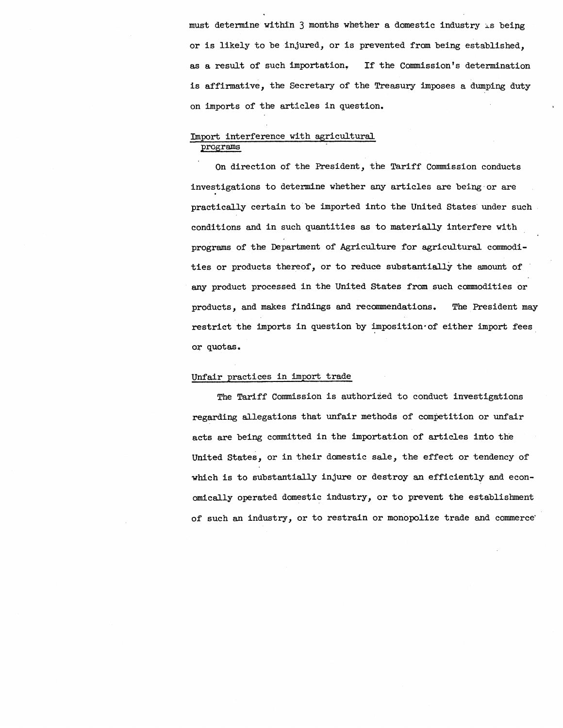must determine within 3 months whether a domestic industry is being or is likely to be injured, or is prevented from being established, as a result of such importation. If the Commission's determination is affirmative, the Secretary of the Treasury imposes a dumping duty on imports of the articles in question.

Import interference with agricultural programs

On direction of the President, the Tariff Commission conducts investigations to determine whether any articles are being or are practically certain to be imported into the United States under such conditions and in such quantities as to materially interfere with programs of the Department of Agriculture for agricultural commodities or products thereof, or to reduce substantially the amount of any product processed in the United States from such commodities or products, and makes findings and recommendations. The President may restrict the imports in question by imposition of either import fees or quotas.

Unfair practices in import trade

The Tariff Commission is authorized to conduct investigations regarding allegations that unfair methods of competition or unfair acts are being committed in the importation of articles into the United States, or in their domestic sale, the effect or tendency of which is to substantially injure or destroy an efficiently and economically operated domestic industry, or to prevent the establishment of such an industry, or to restrain or monopolize trade and commerce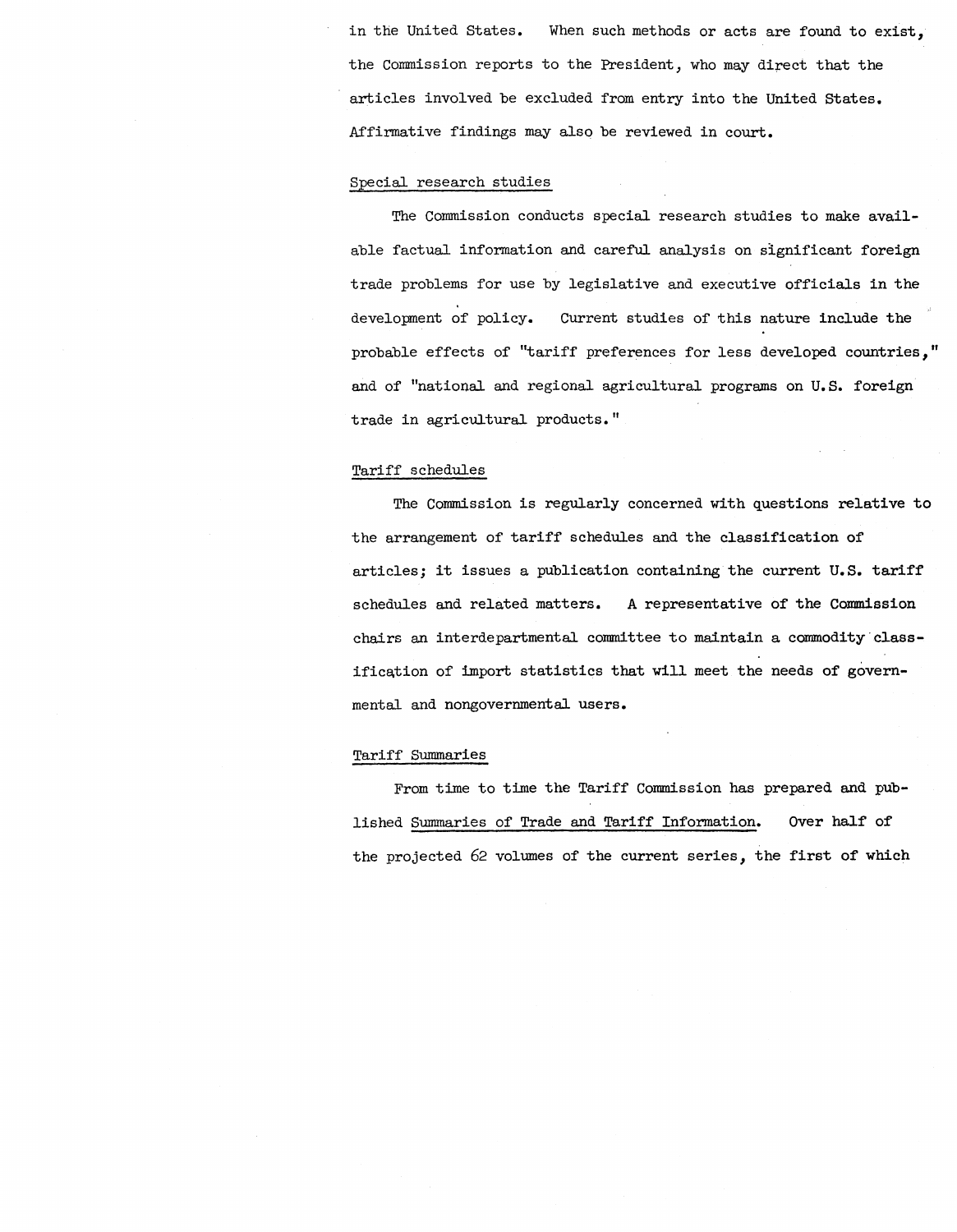in the United States. When such methods or acts are found to exist, the Commission reports to the President, who may direct that the articles involved be excluded from entry into the United States. Affirmative findings may also be reviewed in court.

Special research studies

The Commission conducts special research studies to make available factual information and careful analysis on significant foreign trade problems for use by legislative and executive officials in the development of policy. Current studies of this nature include the probable effects of "tariff preferences for less developed countries," and of "national and regional agricultural programs on U.S. foreign trade in agricultural products."

Tariff schedules

The Commission is regularly concerned with questions relative to the arrangement of tariff schedules and the classification of articles; it issues a publication containing the current U.S. tariff schedules and related matters. A representative of the Commission chairs an interdepartmental committee to maintain a commodity classification of import statistics that will meet the needs of governmental and nongovernmental users.

Tariff Summaries

From time to time the Tariff Commission has prepared and published Summaries of Trade and Tariff Information. Over half of the projected 62 volumes of the current series, the first of which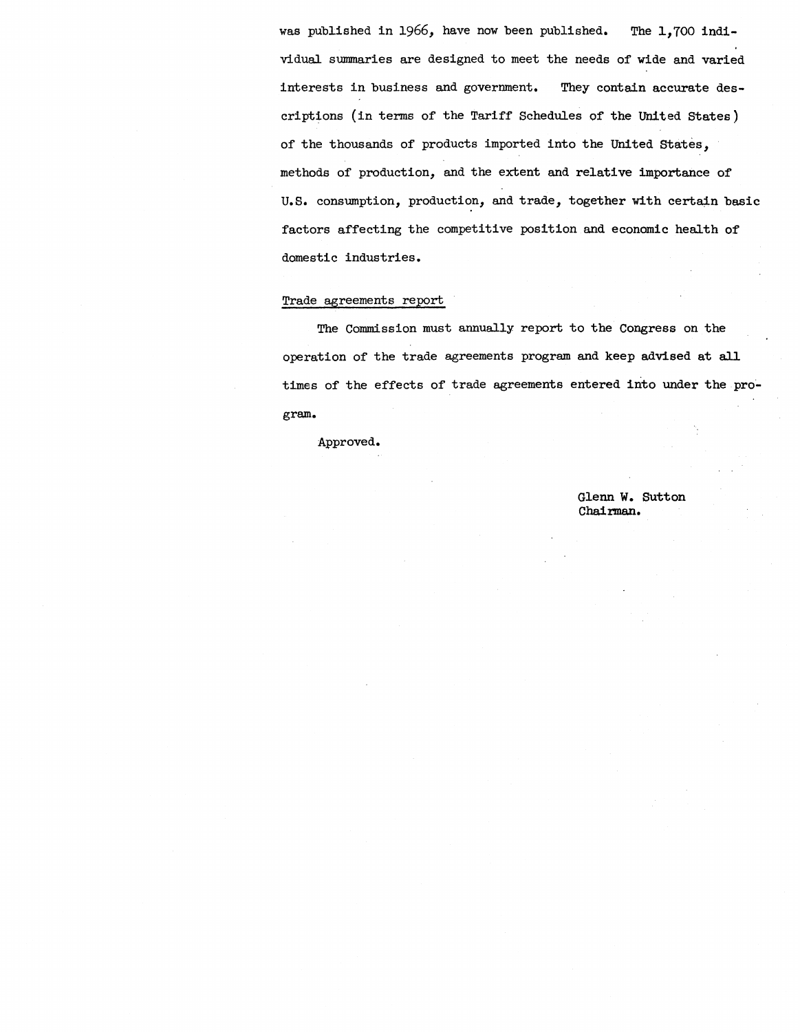was published in 1966, have now been published. The 1,700 individual summaries are designed to meet the needs of wide and varied interests in business and government. They contain accurate descriptions (in terms of the Tariff Schedules of the United States) of the thousands of products imported into the United States, methods of production, and the extent and relative importance of U.S. consumption, production, and trade, together with certain basic factors affecting the competitive position and economic health of domestic industries.

Trade agreements report

The Commission must annually report to the Congress on the operation of the trade agreements program and keep advised at all times of the effects of trade agreements entered into under the program.

Approved.

Glenn W. Sutton
Chairman.